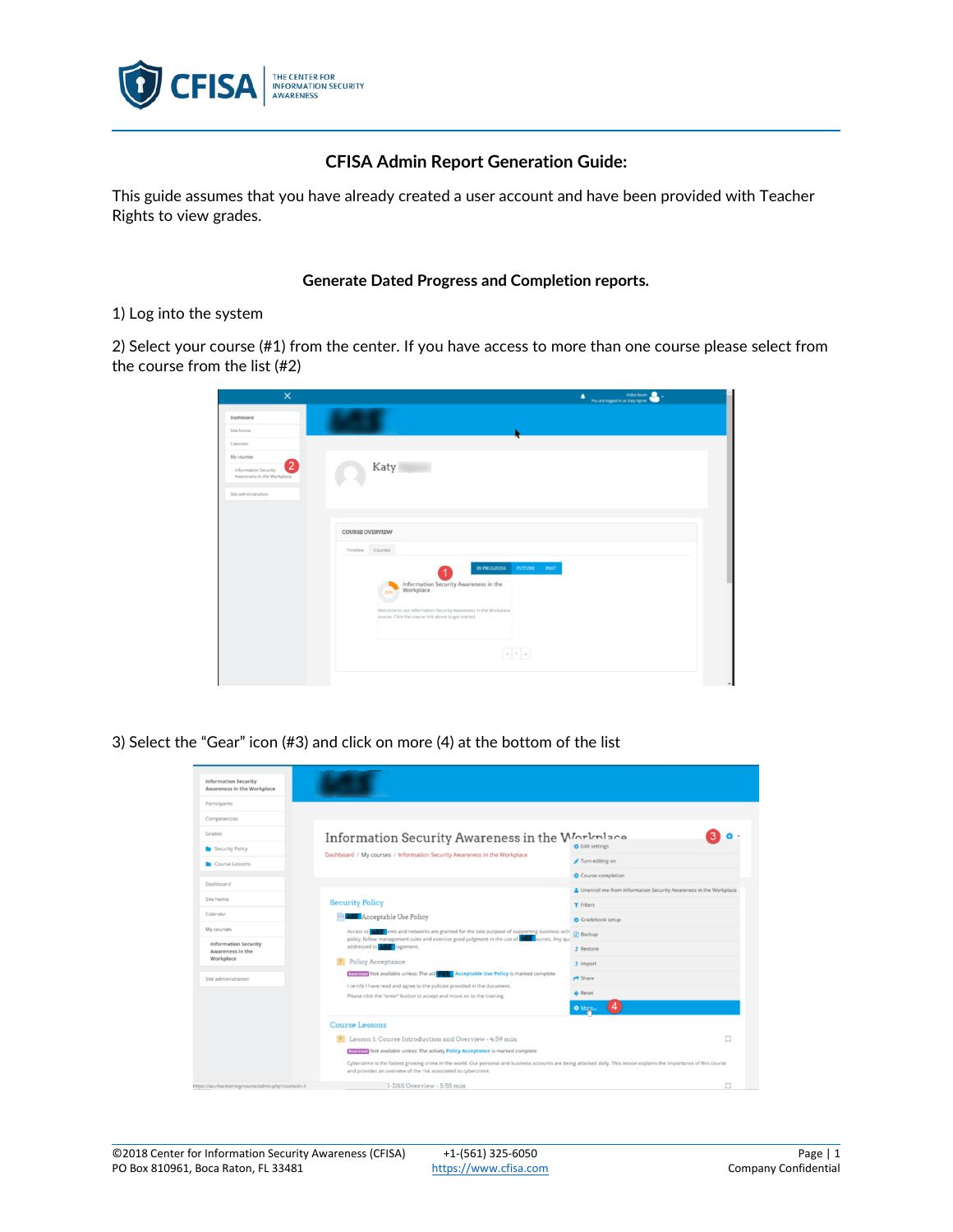# CFISA Admin Report Generation Guide:

This guide assumes that you have already created a user account and have been provided with Teacher Rights to view grades.

## Generate Dated Progress and Completion reports.

1) Log into the system

2) Select your course (#1) from the center. If you have access to more than one course please select from the course from the list (#2)

3) Select the "Gear" icon (#3) and click on more (4) at the bottom of the list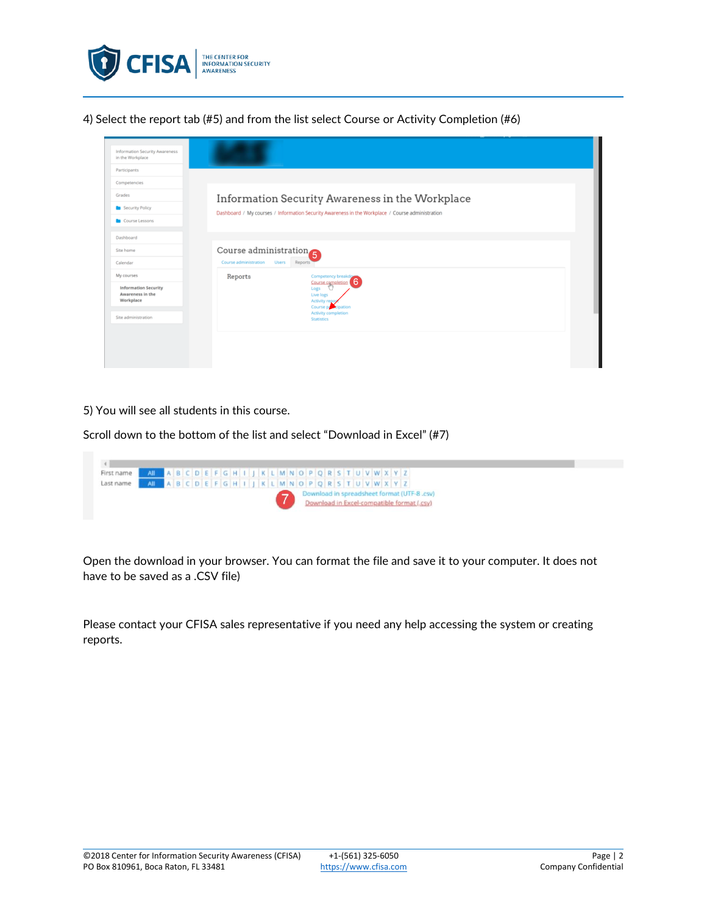4) Select the report tab (#5) and from the list select Course or Activity Completion (#6)

5) You will see all students in this course.

Scroll down to the bottom of the list and select “Download in Excel” (#7)

Open the download in your browser. You can format the file and save it to your computer. It does not have to be saved as a .CSV file)

Please contact your CFISA sales representative if you need any help accessing the system or creating reports.